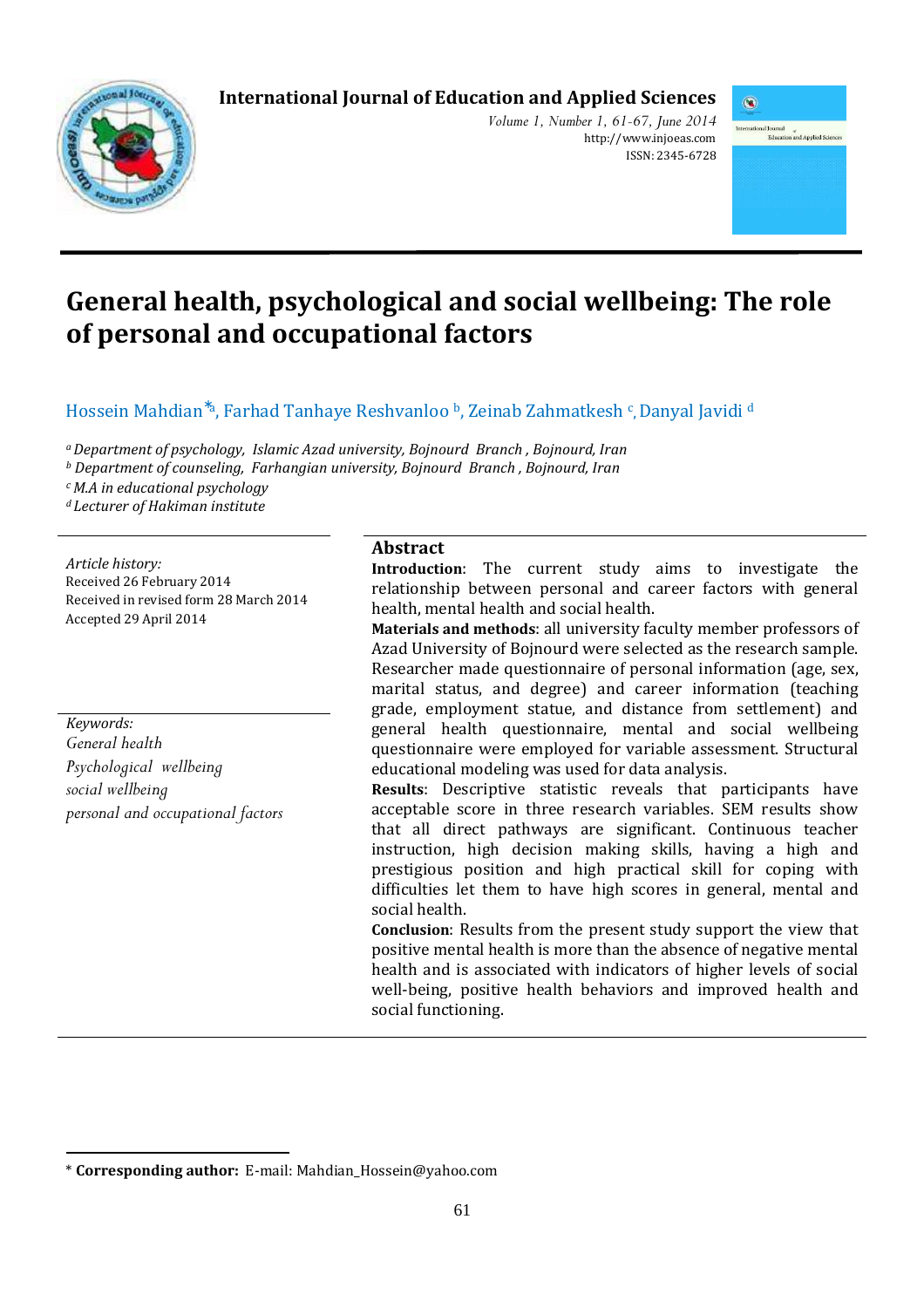# General health, psychological and social wellbeing: The role of personal and occupational factors

Hossein Mahdian*[a], Farhad Tanhaye Reshvanloo [b], Zeinab Zahmatkesh [c], Danyal Javidi [d]

[a] *Department of psychology, Islamic Azad university, Bojnourd Branch , Bojnourd, Iran*
[b] *Department of counseling, Farhangian university, Bojnourd Branch , Bojnourd, Iran*
[c] *M.A in educational psychology*
[d] *Lecturer of Hakiman institute*

*Article history:*
Received 26 February 2014
Received in revised form 28 March 2014
Accepted 29 April 2014

*Keywords:*
*General health*
*Psychological wellbeing*
*social wellbeing*
*personal and occupational factors*

## Abstract

**Introduction**: The current study aims to investigate the relationship between personal and career factors with general health, mental health and social health.

**Materials and methods**: all university faculty member professors of Azad University of Bojnourd were selected as the research sample. Researcher made questionnaire of personal information (age, sex, marital status, and degree) and career information (teaching grade, employment statue, and distance from settlement) and general health questionnaire, mental and social wellbeing questionnaire were employed for variable assessment. Structural educational modeling was used for data analysis.

**Results**: Descriptive statistic reveals that participants have acceptable score in three research variables. SEM results show that all direct pathways are significant. Continuous teacher instruction, high decision making skills, having a high and prestigious position and high practical skill for coping with difficulties let them to have high scores in general, mental and social health.

**Conclusion**: Results from the present study support the view that positive mental health is more than the absence of negative mental health and is associated with indicators of higher levels of social well-being, positive health behaviors and improved health and social functioning.

---

* **Corresponding author:** E-mail: Mahdian_Hossein@yahoo.com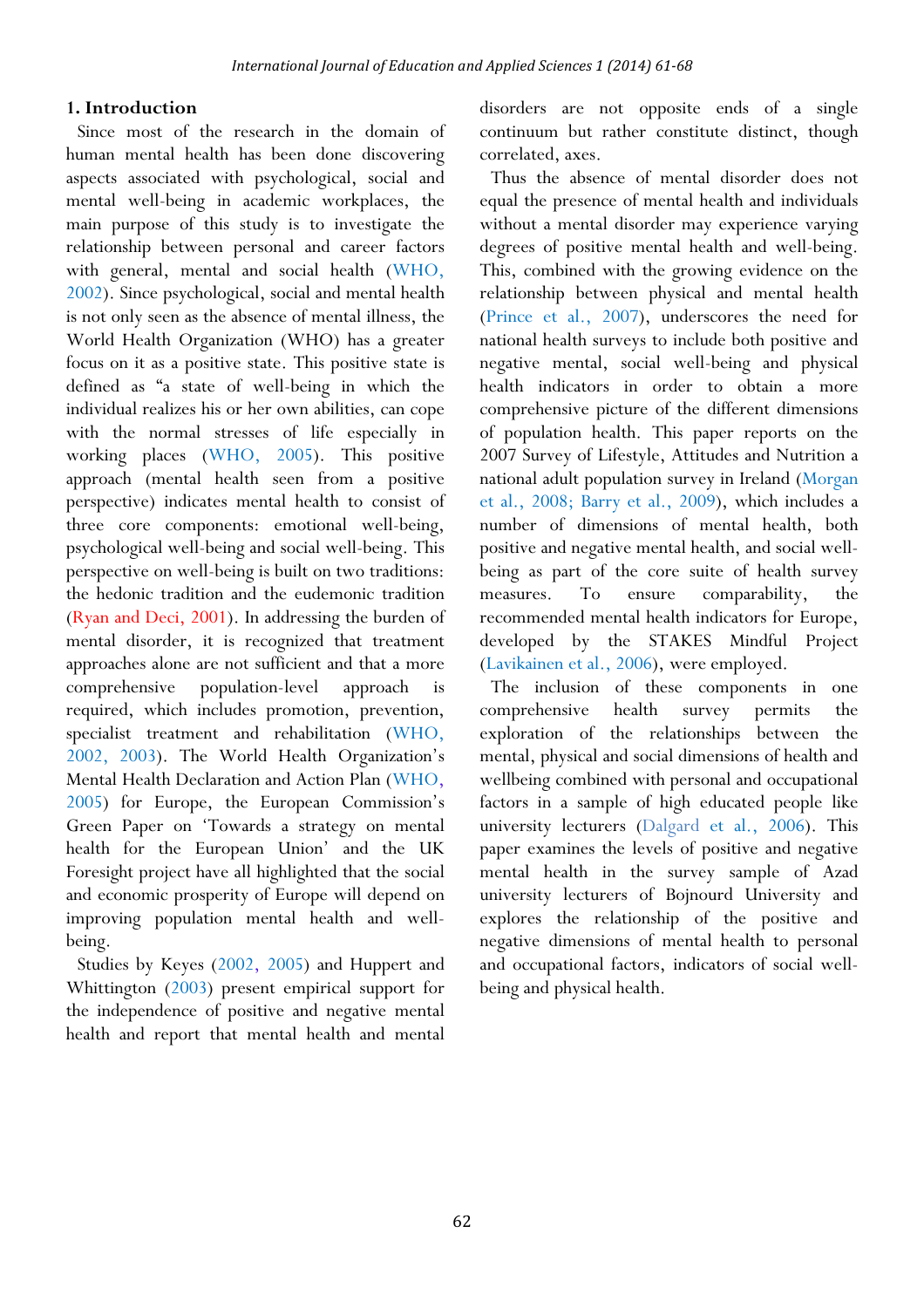## 1. Introduction

Since most of the research in the domain of human mental health has been done discovering aspects associated with psychological, social and mental well-being in academic workplaces, the main purpose of this study is to investigate the relationship between personal and career factors with general, mental and social health (WHO, 2002). Since psychological, social and mental health is not only seen as the absence of mental illness, the World Health Organization (WHO) has a greater focus on it as a positive state. This positive state is defined as "a state of well-being in which the individual realizes his or her own abilities, can cope with the normal stresses of life especially in working places (WHO, 2005). This positive approach (mental health seen from a positive perspective) indicates mental health to consist of three core components: emotional well-being, psychological well-being and social well-being. This perspective on well-being is built on two traditions: the hedonic tradition and the eudemonic tradition (Ryan and Deci, 2001). In addressing the burden of mental disorder, it is recognized that treatment approaches alone are not sufficient and that a more comprehensive population-level approach is required, which includes promotion, prevention, specialist treatment and rehabilitation (WHO, 2002, 2003). The World Health Organization's Mental Health Declaration and Action Plan (WHO, 2005) for Europe, the European Commission's Green Paper on 'Towards a strategy on mental health for the European Union' and the UK Foresight project have all highlighted that the social and economic prosperity of Europe will depend on improving population mental health and well-being.

Studies by Keyes (2002, 2005) and Huppert and Whittington (2003) present empirical support for the independence of positive and negative mental health and report that mental health and mental disorders are not opposite ends of a single continuum but rather constitute distinct, though correlated, axes.

Thus the absence of mental disorder does not equal the presence of mental health and individuals without a mental disorder may experience varying degrees of positive mental health and well-being. This, combined with the growing evidence on the relationship between physical and mental health (Prince et al., 2007), underscores the need for national health surveys to include both positive and negative mental, social well-being and physical health indicators in order to obtain a more comprehensive picture of the different dimensions of population health. This paper reports on the 2007 Survey of Lifestyle, Attitudes and Nutrition a national adult population survey in Ireland (Morgan et al., 2008; Barry et al., 2009), which includes a number of dimensions of mental health, both positive and negative mental health, and social well-being as part of the core suite of health survey measures. To ensure comparability, the recommended mental health indicators for Europe, developed by the STAKES Mindful Project (Lavikainen et al., 2006), were employed.

The inclusion of these components in one comprehensive health survey permits the exploration of the relationships between the mental, physical and social dimensions of health and wellbeing combined with personal and occupational factors in a sample of high educated people like university lecturers (Dalgard et al., 2006). This paper examines the levels of positive and negative mental health in the survey sample of Azad university lecturers of Bojnourd University and explores the relationship of the positive and negative dimensions of mental health to personal and occupational factors, indicators of social well-being and physical health.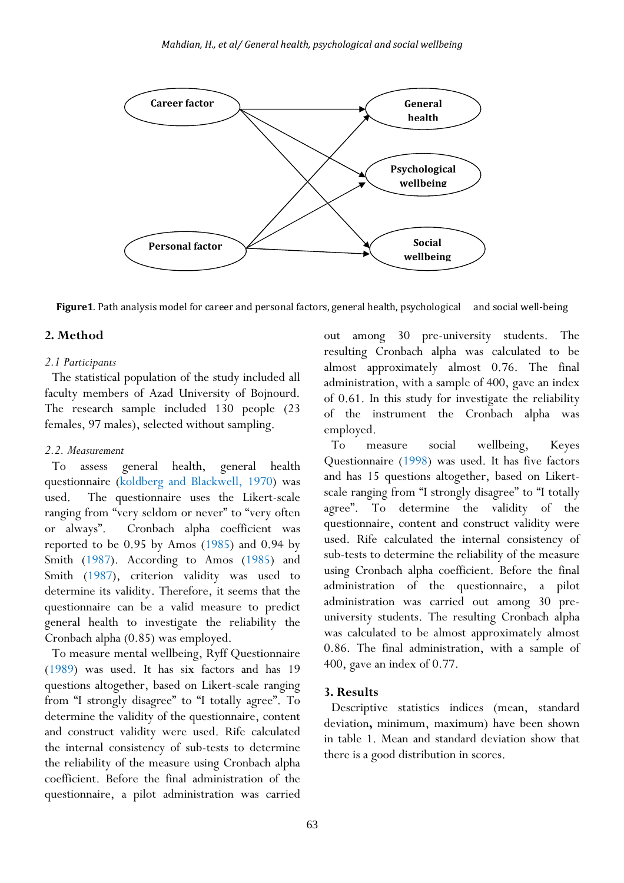Figure1. Path analysis model for career and personal factors, general health, psychological and social well-being

## 2. Method

*2.1 Participants*

The statistical population of the study included all faculty members of Azad University of Bojnourd. The research sample included 130 people (23 females, 97 males), selected without sampling.

*2.2. Measurement*

To assess general health, general health questionnaire (koldberg and Blackwell, 1970) was used. The questionnaire uses the Likert-scale ranging from "very seldom or never" to "very often or always". Cronbach alpha coefficient was reported to be 0.95 by Amos (1985) and 0.94 by Smith (1987). According to Amos (1985) and Smith (1987), criterion validity was used to determine its validity. Therefore, it seems that the questionnaire can be a valid measure to predict general health to investigate the reliability the Cronbach alpha (0.85) was employed.

To measure mental wellbeing, Ryff Questionnaire (1989) was used. It has six factors and has 19 questions altogether, based on Likert-scale ranging from "I strongly disagree" to "I totally agree". To determine the validity of the questionnaire, content and construct validity were used. Rife calculated the internal consistency of sub-tests to determine the reliability of the measure using Cronbach alpha coefficient. Before the final administration of the questionnaire, a pilot administration was carried out among 30 pre-university students. The resulting Cronbach alpha was calculated to be almost approximately almost 0.76. The final administration, with a sample of 400, gave an index of 0.61. In this study for investigate the reliability of the instrument the Cronbach alpha was employed.

To measure social wellbeing, Keyes Questionnaire (1998) was used. It has five factors and has 15 questions altogether, based on Likert-scale ranging from "I strongly disagree" to "I totally agree". To determine the validity of the questionnaire, content and construct validity were used. Rife calculated the internal consistency of sub-tests to determine the reliability of the measure using Cronbach alpha coefficient. Before the final administration of the questionnaire, a pilot administration was carried out among 30 pre-university students. The resulting Cronbach alpha was calculated to be almost approximately almost 0.86. The final administration, with a sample of 400, gave an index of 0.77.

## 3. Results

Descriptive statistics indices (mean, standard deviation**,** minimum, maximum) have been shown in table 1. Mean and standard deviation show that there is a good distribution in scores.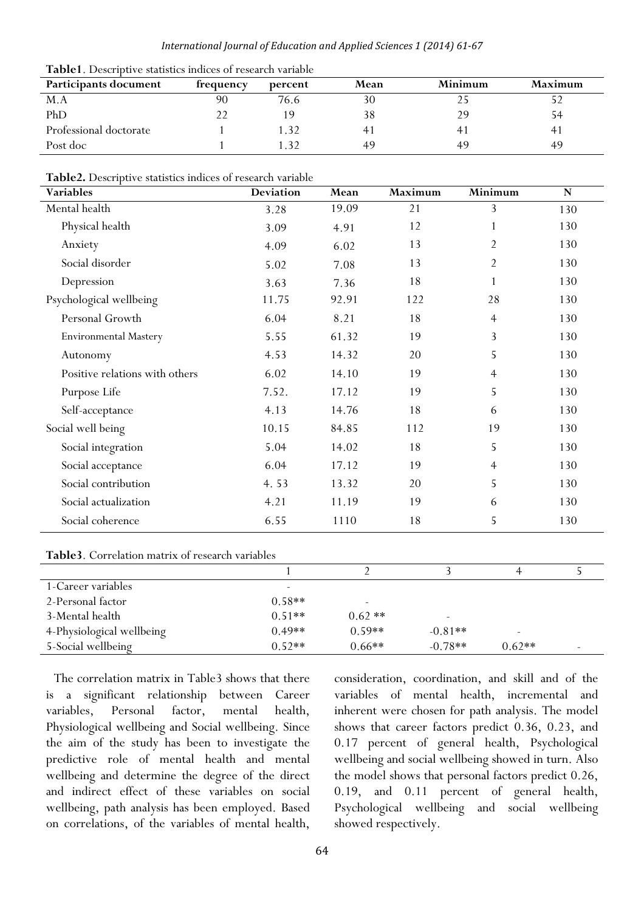**Table1**. Descriptive statistics indices of research variable

| Participants document | frequency | percent | Mean | Minimum | Maximum |
|---|---|---|---|---|---|
| M.A | 90 | 76.6 | 30 | 25 | 52 |
| PhD | 22 | 19 | 38 | 29 | 54 |
| Professional doctorate | 1 | 1.32 | 41 | 41 | 41 |
| Post doc | 1 | 1.32 | 49 | 49 | 49 |

**Table2.** Descriptive statistics indices of research variable

| Variables | Deviation | Mean | Maximum | Minimum | N |
|---|---|---|---|---|---|
| Mental health | 3.28 | 19.09 | 21 | 3 | 130 |
| Physical health | 3.09 | 4.91 | 12 | 1 | 130 |
| Anxiety | 4.09 | 6.02 | 13 | 2 | 130 |
| Social disorder | 5.02 | 7.08 | 13 | 2 | 130 |
| Depression | 3.63 | 7.36 | 18 | 1 | 130 |
| Psychological wellbeing | 11.75 | 92.91 | 122 | 28 | 130 |
| Personal Growth | 6.04 | 8.21 | 18 | 4 | 130 |
| Environmental Mastery | 5.55 | 61.32 | 19 | 3 | 130 |
| Autonomy | 4.53 | 14.32 | 20 | 5 | 130 |
| Positive relations with others | 6.02 | 14.10 | 19 | 4 | 130 |
| Purpose Life | 7.52. | 17.12 | 19 | 5 | 130 |
| Self-acceptance | 4.13 | 14.76 | 18 | 6 | 130 |
| Social well being | 10.15 | 84.85 | 112 | 19 | 130 |
| Social integration | 5.04 | 14.02 | 18 | 5 | 130 |
| Social acceptance | 6.04 | 17.12 | 19 | 4 | 130 |
| Social contribution | 4. 53 | 13.32 | 20 | 5 | 130 |
| Social actualization | 4.21 | 11.19 | 19 | 6 | 130 |
| Social coherence | 6.55 | 1110 | 18 | 5 | 130 |

**Table3**. Correlation matrix of research variables

| | 1 | 2 | 3 | 4 | 5 |
|---|---|---|---|---|---|
| 1-Career variables | - | | | | |
| 2-Personal factor | 0.58** | - | | | |
| 3-Mental health | 0.51** | 0.62 ** | - | | |
| 4-Physiological wellbeing | 0.49** | 0.59** | -0.81** | - | |
| 5-Social wellbeing | 0.52** | 0.66** | -0.78** | 0.62** | - |

The correlation matrix in Table3 shows that there is a significant relationship between Career variables, Personal factor, mental health, Physiological wellbeing and Social wellbeing. Since the aim of the study has been to investigate the predictive role of mental health and mental wellbeing and determine the degree of the direct and indirect effect of these variables on social wellbeing, path analysis has been employed. Based on correlations, of the variables of mental health, consideration, coordination, and skill and of the variables of mental health, incremental and inherent were chosen for path analysis. The model shows that career factors predict 0.36, 0.23, and 0.17 percent of general health, Psychological wellbeing and social wellbeing showed in turn. Also the model shows that personal factors predict 0.26, 0.19, and 0.11 percent of general health, Psychological wellbeing and social wellbeing showed respectively.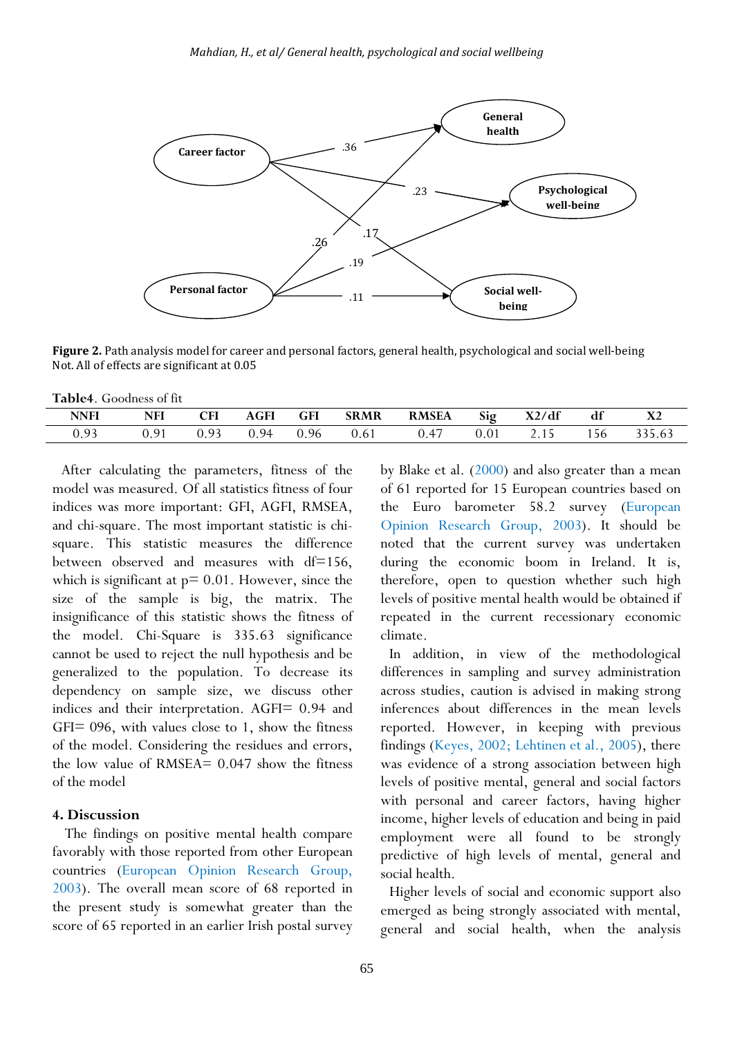**Figure 2.** Path analysis model for career and personal factors, general health, psychological and social well-being
Not. All of effects are significant at 0.05

Table4. Goodness of fit

| NNFI | NFI | CFI | AGFI | GFI | SRMR | RMSEA | Sig | X2/df | df | X2 |
|---|---|---|---|---|---|---|---|---|---|---|
| 0.93 | 0.91 | 0.93 | 0.94 | 0.96 | 0.61 | 0.47 | 0.01 | 2.15 | 156 | 335.63 |

After calculating the parameters, fitness of the model was measured. Of all statistics fitness of four indices was more important: GFI, AGFI, RMSEA, and chi-square. The most important statistic is chi-square. This statistic measures the difference between observed and measures with df=156, which is significant at p= 0.01. However, since the size of the sample is big, the matrix. The insignificance of this statistic shows the fitness of the model. Chi-Square is 335.63 significance cannot be used to reject the null hypothesis and be generalized to the population. To decrease its dependency on sample size, we discuss other indices and their interpretation. AGFI= 0.94 and GFI= 096, with values close to 1, show the fitness of the model. Considering the residues and errors, the low value of RMSEA= 0.047 show the fitness of the model

## 4. Discussion

The findings on positive mental health compare favorably with those reported from other European countries (European Opinion Research Group, 2003). The overall mean score of 68 reported in the present study is somewhat greater than the score of 65 reported in an earlier Irish postal survey by Blake et al. (2000) and also greater than a mean of 61 reported for 15 European countries based on the Euro barometer 58.2 survey (European Opinion Research Group, 2003). It should be noted that the current survey was undertaken during the economic boom in Ireland. It is, therefore, open to question whether such high levels of positive mental health would be obtained if repeated in the current recessionary economic climate.

In addition, in view of the methodological differences in sampling and survey administration across studies, caution is advised in making strong inferences about differences in the mean levels reported. However, in keeping with previous findings (Keyes, 2002; Lehtinen et al., 2005), there was evidence of a strong association between high levels of positive mental, general and social factors with personal and career factors, having higher income, higher levels of education and being in paid employment were all found to be strongly predictive of high levels of mental, general and social health.

Higher levels of social and economic support also emerged as being strongly associated with mental, general and social health, when the analysis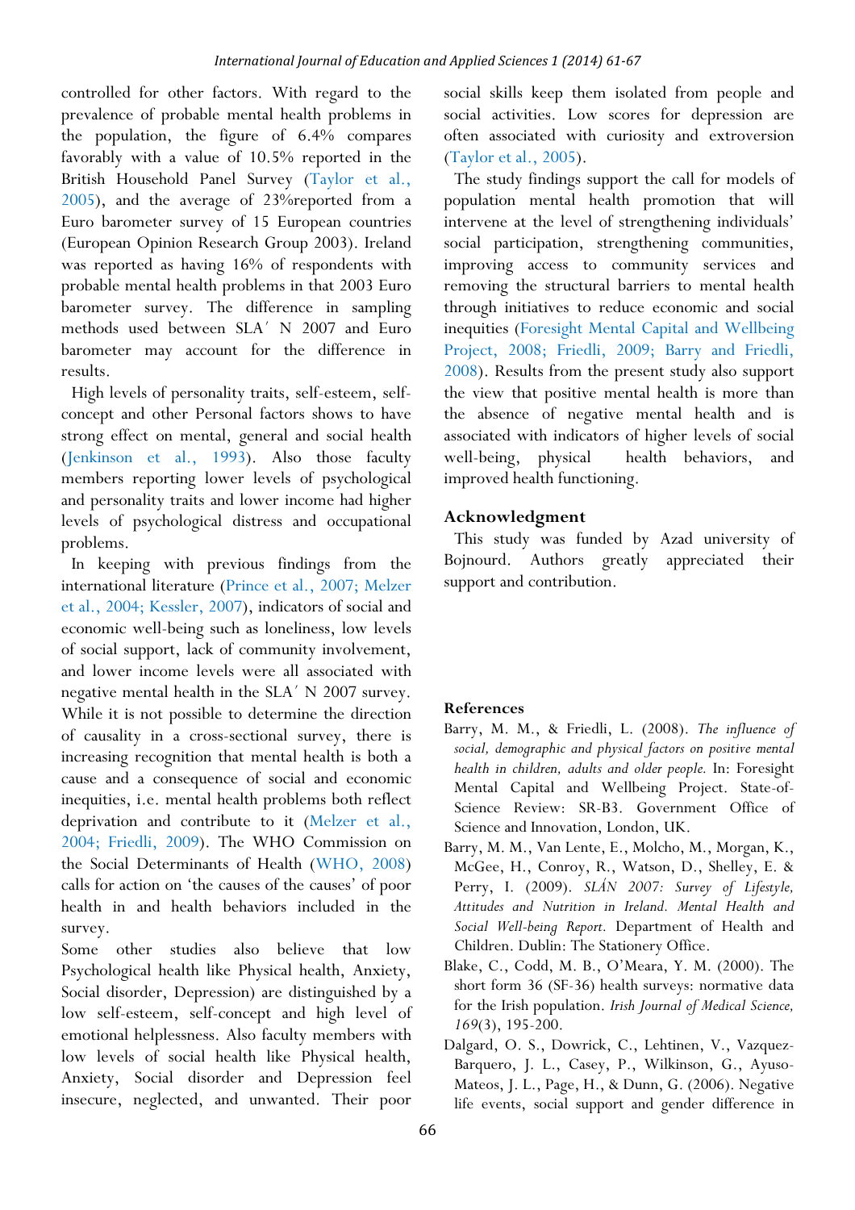controlled for other factors. With regard to the prevalence of probable mental health problems in the population, the figure of 6.4% compares favorably with a value of 10.5% reported in the British Household Panel Survey (Taylor et al., 2005), and the average of 23%reported from a Euro barometer survey of 15 European countries (European Opinion Research Group 2003). Ireland was reported as having 16% of respondents with probable mental health problems in that 2003 Euro barometer survey. The difference in sampling methods used between SLA′ N 2007 and Euro barometer may account for the difference in results.

High levels of personality traits, self-esteem, self-concept and other Personal factors shows to have strong effect on mental, general and social health (Jenkinson et al., 1993). Also those faculty members reporting lower levels of psychological and personality traits and lower income had higher levels of psychological distress and occupational problems.

In keeping with previous findings from the international literature (Prince et al., 2007; Melzer et al., 2004; Kessler, 2007), indicators of social and economic well-being such as loneliness, low levels of social support, lack of community involvement, and lower income levels were all associated with negative mental health in the SLA′ N 2007 survey. While it is not possible to determine the direction of causality in a cross-sectional survey, there is increasing recognition that mental health is both a cause and a consequence of social and economic inequities, i.e. mental health problems both reflect deprivation and contribute to it (Melzer et al., 2004; Friedli, 2009). The WHO Commission on the Social Determinants of Health (WHO, 2008) calls for action on 'the causes of the causes' of poor health in and health behaviors included in the survey.

Some other studies also believe that low Psychological health like Physical health, Anxiety, Social disorder, Depression) are distinguished by a low self-esteem, self-concept and high level of emotional helplessness. Also faculty members with low levels of social health like Physical health, Anxiety, Social disorder and Depression feel insecure, neglected, and unwanted. Their poor social skills keep them isolated from people and social activities. Low scores for depression are often associated with curiosity and extroversion (Taylor et al., 2005).

The study findings support the call for models of population mental health promotion that will intervene at the level of strengthening individuals' social participation, strengthening communities, improving access to community services and removing the structural barriers to mental health through initiatives to reduce economic and social inequities (Foresight Mental Capital and Wellbeing Project, 2008; Friedli, 2009; Barry and Friedli, 2008). Results from the present study also support the view that positive mental health is more than the absence of negative mental health and is associated with indicators of higher levels of social well-being, physical health behaviors, and improved health functioning.

## Acknowledgment

This study was funded by Azad university of Bojnourd. Authors greatly appreciated their support and contribution.

## References

Barry, M. M., & Friedli, L. (2008). *The influence of social, demographic and physical factors on positive mental health in children, adults and older people.* In: Foresight Mental Capital and Wellbeing Project. State-of-Science Review: SR-B3. Government Office of Science and Innovation, London, UK.

Barry, M. M., Van Lente, E., Molcho, M., Morgan, K., McGee, H., Conroy, R., Watson, D., Shelley, E. & Perry, I. (2009). *SLÁN 2007: Survey of Lifestyle, Attitudes and Nutrition in Ireland. Mental Health and Social Well-being Report.* Department of Health and Children. Dublin: The Stationery Office.

Blake, C., Codd, M. B., O'Meara, Y. M. (2000). The short form 36 (SF-36) health surveys: normative data for the Irish population. *Irish Journal of Medical Science, 169*(3), 195-200.

Dalgard, O. S., Dowrick, C., Lehtinen, V., Vazquez-Barquero, J. L., Casey, P., Wilkinson, G., Ayuso-Mateos, J. L., Page, H., & Dunn, G. (2006). Negative life events, social support and gender difference in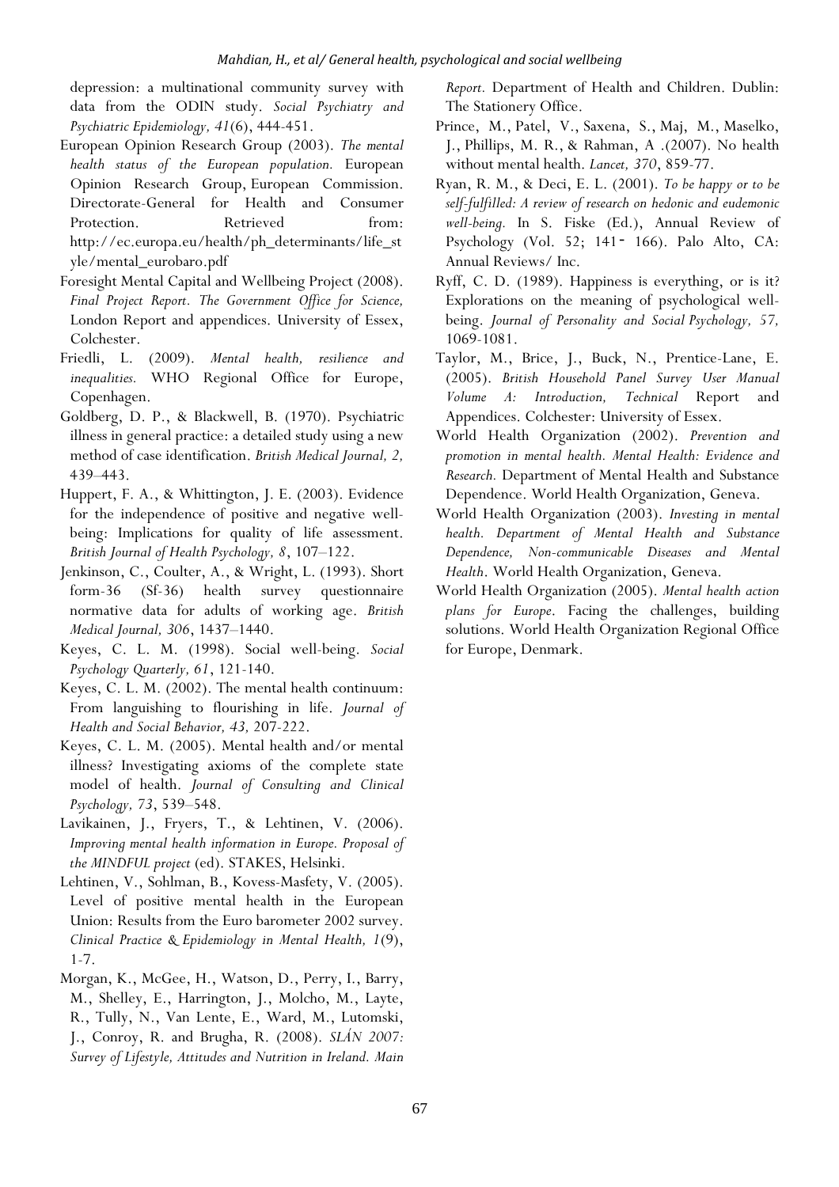depression: a multinational community survey with data from the ODIN study. *Social Psychiatry and Psychiatric Epidemiology, 41*(6), 444-451.

European Opinion Research Group (2003). *The mental health status of the European population.* European Opinion Research Group, European Commission. Directorate-General for Health and Consumer Protection. Retrieved from: http://ec.europa.eu/health/ph_determinants/life_style/mental_eurobaro.pdf

Foresight Mental Capital and Wellbeing Project (2008). *Final Project Report. The Government Office for Science,* London Report and appendices. University of Essex, Colchester.

Friedli, L. (2009). *Mental health, resilience and inequalities.* WHO Regional Office for Europe, Copenhagen.

Goldberg, D. P., & Blackwell, B. (1970). Psychiatric illness in general practice: a detailed study using a new method of case identification. *British Medical Journal, 2,* 439–443.

Huppert, F. A., & Whittington, J. E. (2003). Evidence for the independence of positive and negative well-being: Implications for quality of life assessment. *British Journal of Health Psychology, 8*, 107–122.

Jenkinson, C., Coulter, A., & Wright, L. (1993). Short form-36 (Sf-36) health survey questionnaire normative data for adults of working age. *British Medical Journal, 306*, 1437–1440.

Keyes, C. L. M. (1998). Social well-being. *Social Psychology Quarterly, 61*, 121-140.

Keyes, C. L. M. (2002). The mental health continuum: From languishing to flourishing in life. *Journal of Health and Social Behavior, 43,* 207-222.

Keyes, C. L. M. (2005). Mental health and/or mental illness? Investigating axioms of the complete state model of health. *Journal of Consulting and Clinical Psychology, 73*, 539–548.

Lavikainen, J., Fryers, T., & Lehtinen, V. (2006). *Improving mental health information in Europe. Proposal of the MINDFUL project* (ed). STAKES, Helsinki.

Lehtinen, V., Sohlman, B., Kovess-Masfety, V. (2005). Level of positive mental health in the European Union: Results from the Euro barometer 2002 survey. *Clinical Practice & Epidemiology in Mental Health, 1*(9), 1-7.

Morgan, K., McGee, H., Watson, D., Perry, I., Barry, M., Shelley, E., Harrington, J., Molcho, M., Layte, R., Tully, N., Van Lente, E., Ward, M., Lutomski, J., Conroy, R. and Brugha, R. (2008). *SLÁN 2007: Survey of Lifestyle, Attitudes and Nutrition in Ireland. Main Report.* Department of Health and Children. Dublin: The Stationery Office.

Prince, M., Patel, V., Saxena, S., Maj, M., Maselko, J., Phillips, M. R., & Rahman, A .(2007). No health without mental health. *Lancet, 370*, 859-77.

Ryan, R. M., & Deci, E. L. (2001). *To be happy or to be self-fulfilled: A review of research on hedonic and eudemonic well-being.* In S. Fiske (Ed.), Annual Review of Psychology (Vol. 52; 141- 166). Palo Alto, CA: Annual Reviews/ Inc.

Ryff, C. D. (1989). Happiness is everything, or is it? Explorations on the meaning of psychological well-being. *Journal of Personality and Social Psychology, 57,* 1069-1081.

Taylor, M., Brice, J., Buck, N., Prentice-Lane, E. (2005). *British Household Panel Survey User Manual Volume A: Introduction, Technical* Report and Appendices. Colchester: University of Essex.

World Health Organization (2002). *Prevention and promotion in mental health. Mental Health: Evidence and Research.* Department of Mental Health and Substance Dependence. World Health Organization, Geneva.

World Health Organization (2003). *Investing in mental health. Department of Mental Health and Substance Dependence, Non-communicable Diseases and Mental Health*. World Health Organization, Geneva.

World Health Organization (2005). *Mental health action plans for Europe*. Facing the challenges, building solutions. World Health Organization Regional Office for Europe, Denmark.